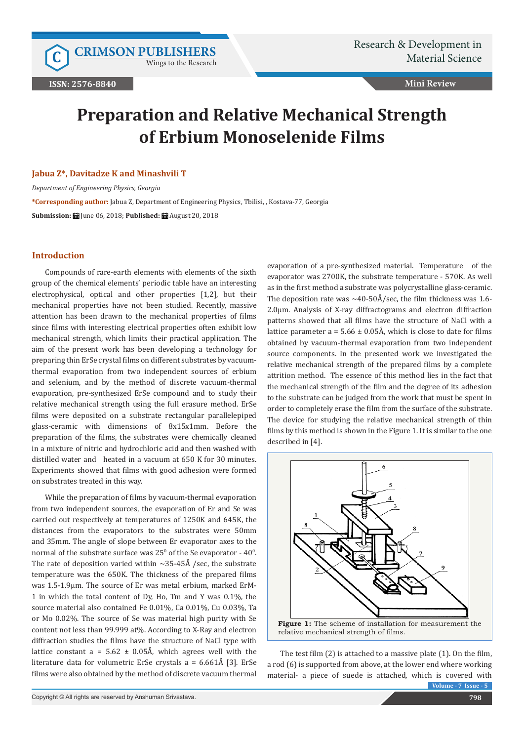# Preparation and Relative Mechanical Strength of Erbium Monoselenide Films

**Jabua Z*, Davitadze K and Minashvili T**

*Department of Engineering Physics, Georgia*

***Corresponding author:** Jabua Z, Department of Engineering Physics, Tbilisi, , Kostava-77, Georgia

**Submission:** June 06, 2018; **Published:** August 20, 2018

## Introduction

Compounds of rare-earth elements with elements of the sixth group of the chemical elements' periodic table have an interesting electrophysical, optical and other properties [1,2], but their mechanical properties have not been studied. Recently, massive attention has been drawn to the mechanical properties of films since films with interesting electrical properties often exhibit low mechanical strength, which limits their practical application. The aim of the present work has been developing a technology for preparing thin ErSe crystal films on different substrates by vacuum-thermal evaporation from two independent sources of erbium and selenium, and by the method of discrete vacuum-thermal evaporation, pre-synthesized ErSe compound and to study their relative mechanical strength using the full erasure method. ErSe films were deposited on a substrate rectangular parallelepiped glass-ceramic with dimensions of 8x15x1mm. Before the preparation of the films, the substrates were chemically cleaned in a mixture of nitric and hydrochloric acid and then washed with distilled water and heated in a vacuum at 650 K for 30 minutes. Experiments showed that films with good adhesion were formed on substrates treated in this way.

While the preparation of films by vacuum-thermal evaporation from two independent sources, the evaporation of Er and Se was carried out respectively at temperatures of 1250K and 645K, the distances from the evaporators to the substrates were 50mm and 35mm. The angle of slope between Er evaporator axes to the normal of the substrate surface was $25^0$ of the Se evaporator - $40^0$. The rate of deposition varied within ~35-45Å /sec, the substrate temperature was the 650K. The thickness of the prepared films was 1.5-1.9µm. The source of Er was metal erbium, marked ErM-1 in which the total content of Dy, Ho, Tm and Y was 0.1%, the source material also contained Fe 0.01%, Ca 0.01%, Cu 0.03%, Ta or Mo 0.02%. The source of Se was material high purity with Se content not less than 99.999 at%. According to X-Ray and electron diffraction studies the films have the structure of NaCl type with lattice constant a = 5.62 ± 0.05Å, which agrees well with the literature data for volumetric ErSe crystals a = 6.661Å [3]. ErSe films were also obtained by the method of discrete vacuum thermal evaporation of a pre-synthesized material. Temperature of the evaporator was 2700K, the substrate temperature - 570K. As well as in the first method a substrate was polycrystalline glass-ceramic. The deposition rate was ~40-50Å/sec, the film thickness was 1.6-2.0µm. Analysis of X-ray diffractograms and electron diffraction patterns showed that all films have the structure of NaCl with a lattice parameter a = 5.66 ± 0.05Å, which is close to date for films obtained by vacuum-thermal evaporation from two independent source components. In the presented work we investigated the relative mechanical strength of the prepared films by a complete attrition method. The essence of this method lies in the fact that the mechanical strength of the film and the degree of its adhesion to the substrate can be judged from the work that must be spent in order to completely erase the film from the surface of the substrate. The device for studying the relative mechanical strength of thin films by this method is shown in the Figure 1. It is similar to the one described in [4].

**Figure 1:** The scheme of installation for measurement the relative mechanical strength of films.

The test film (2) is attached to a massive plate (1). On the film, a rod (6) is supported from above, at the lower end where working material- a piece of suede is attached, which is covered with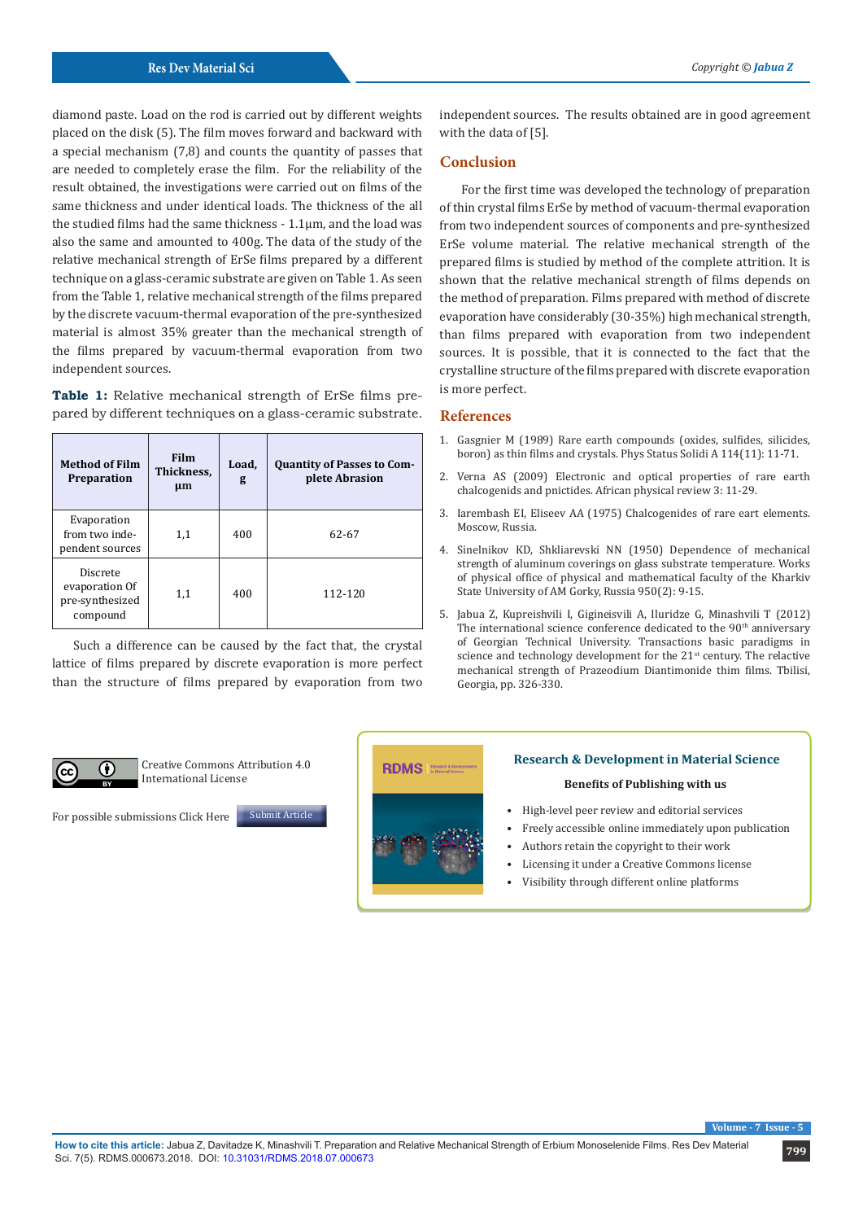diamond paste. Load on the rod is carried out by different weights placed on the disk (5). The film moves forward and backward with a special mechanism (7,8) and counts the quantity of passes that are needed to completely erase the film. For the reliability of the result obtained, the investigations were carried out on films of the same thickness and under identical loads. The thickness of the all the studied films had the same thickness - 1.1μm, and the load was also the same and amounted to 400g. The data of the study of the relative mechanical strength of ErSe films prepared by a different technique on a glass-ceramic substrate are given on Table 1. As seen from the Table 1, relative mechanical strength of the films prepared by the discrete vacuum-thermal evaporation of the pre-synthesized material is almost 35% greater than the mechanical strength of the films prepared by vacuum-thermal evaporation from two independent sources.

**Table 1:** Relative mechanical strength of ErSe films prepared by different techniques on a glass-ceramic substrate.

| Method of Film Preparation | Film Thickness, μm | Load, g | Quantity of Passes to Complete Abrasion |
|---|---|---|---|
| Evaporation from two independent sources | 1,1 | 400 | 62-67 |
| Discrete evaporation Of pre-synthesized compound | 1,1 | 400 | 112-120 |

Such a difference can be caused by the fact that, the crystal lattice of films prepared by discrete evaporation is more perfect than the structure of films prepared by evaporation from two independent sources. The results obtained are in good agreement with the data of [5].

## Conclusion

For the first time was developed the technology of preparation of thin crystal films ErSe by method of vacuum-thermal evaporation from two independent sources of components and pre-synthesized ErSe volume material. The relative mechanical strength of the prepared films is studied by method of the complete attrition. It is shown that the relative mechanical strength of films depends on the method of preparation. Films prepared with method of discrete evaporation have considerably (30-35%) high mechanical strength, than films prepared with evaporation from two independent sources. It is possible, that it is connected to the fact that the crystalline structure of the films prepared with discrete evaporation is more perfect.

## References

1. Gasgnier M (1989) Rare earth compounds (oxides, sulfides, silicides, boron) as thin films and crystals. Phys Status Solidi A 114(11): 11-71.
2. Verna AS (2009) Electronic and optical properties of rare earth chalcogenids and pnictides. African physical review 3: 11-29.
3. Iarembash EI, Eliseev AA (1975) Chalcogenides of rare eart elements. Moscow, Russia.
4. Sinelnikov KD, Shkliarevski NN (1950) Dependence of mechanical strength of aluminum coverings on glass substrate temperature. Works of physical office of physical and mathematical faculty of the Kharkiv State University of AM Gorky, Russia 950(2): 9-15.
5. Jabua Z, Kupreishvili I, Gigineisvili A, Iluridze G, Minashvili T (2012) The international science conference dedicated to the 90th anniversary of Georgian Technical University. Transactions basic paradigms in science and technology development for the 21st century. The relactive mechanical strength of Prazeodium Diantimonide thim films. Tbilisi, Georgia, pp. 326-330.

Creative Commons Attribution 4.0 International License

For possible submissions Click Here Submit Article

**Research & Development in Material Science**

**Benefits of Publishing with us**

- High-level peer review and editorial services
- Freely accessible online immediately upon publication
- Authors retain the copyright to their work
- Licensing it under a Creative Commons license
- Visibility through different online platforms

**How to cite this article:** Jabua Z, Davitadze K, Minashvili T. Preparation and Relative Mechanical Strength of Erbium Monoselenide Films. Res Dev Material Sci. 7(5). RDMS.000673.2018. DOI: 10.31031/RDMS.2018.07.000673